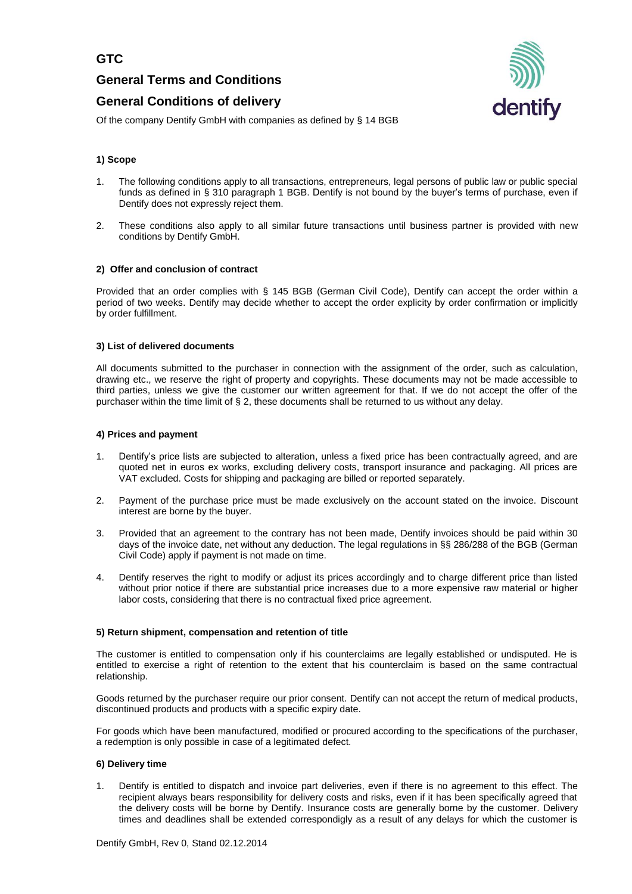# GTC

## General Terms and Conditions

## General Conditions of delivery

Of the company Dentify GmbH with companies as defined by § 14 BGB

### 1) Scope

1. The following conditions apply to all transactions, entrepreneurs, legal persons of public law or public special funds as defined in § 310 paragraph 1 BGB. Dentify is not bound by the buyer's terms of purchase, even if Dentify does not expressly reject them.

2. These conditions also apply to all similar future transactions until business partner is provided with new conditions by Dentify GmbH.

### 2) Offer and conclusion of contract

Provided that an order complies with § 145 BGB (German Civil Code), Dentify can accept the order within a period of two weeks. Dentify may decide whether to accept the order explicity by order confirmation or implicitly by order fulfillment.

### 3) List of delivered documents

All documents submitted to the purchaser in connection with the assignment of the order, such as calculation, drawing etc., we reserve the right of property and copyrights. These documents may not be made accessible to third parties, unless we give the customer our written agreement for that. If we do not accept the offer of the purchaser within the time limit of § 2, these documents shall be returned to us without any delay.

### 4) Prices and payment

1. Dentify's price lists are subjected to alteration, unless a fixed price has been contractually agreed, and are quoted net in euros ex works, excluding delivery costs, transport insurance and packaging. All prices are VAT excluded. Costs for shipping and packaging are billed or reported separately.

2. Payment of the purchase price must be made exclusively on the account stated on the invoice. Discount interest are borne by the buyer.

3. Provided that an agreement to the contrary has not been made, Dentify invoices should be paid within 30 days of the invoice date, net without any deduction. The legal regulations in §§ 286/288 of the BGB (German Civil Code) apply if payment is not made on time.

4. Dentify reserves the right to modify or adjust its prices accordingly and to charge different price than listed without prior notice if there are substantial price increases due to a more expensive raw material or higher labor costs, considering that there is no contractual fixed price agreement.

### 5) Return shipment, compensation and retention of title

The customer is entitled to compensation only if his counterclaims are legally established or undisputed. He is entitled to exercise a right of retention to the extent that his counterclaim is based on the same contractual relationship.

Goods returned by the purchaser require our prior consent. Dentify can not accept the return of medical products, discontinued products and products with a specific expiry date.

For goods which have been manufactured, modified or procured according to the specifications of the purchaser, a redemption is only possible in case of a legitimated defect.

### 6) Delivery time

1. Dentify is entitled to dispatch and invoice part deliveries, even if there is no agreement to this effect. The recipient always bears responsibility for delivery costs and risks, even if it has been specifically agreed that the delivery costs will be borne by Dentify. Insurance costs are generally borne by the customer. Delivery times and deadlines shall be extended correspondigly as a result of any delays for which the customer is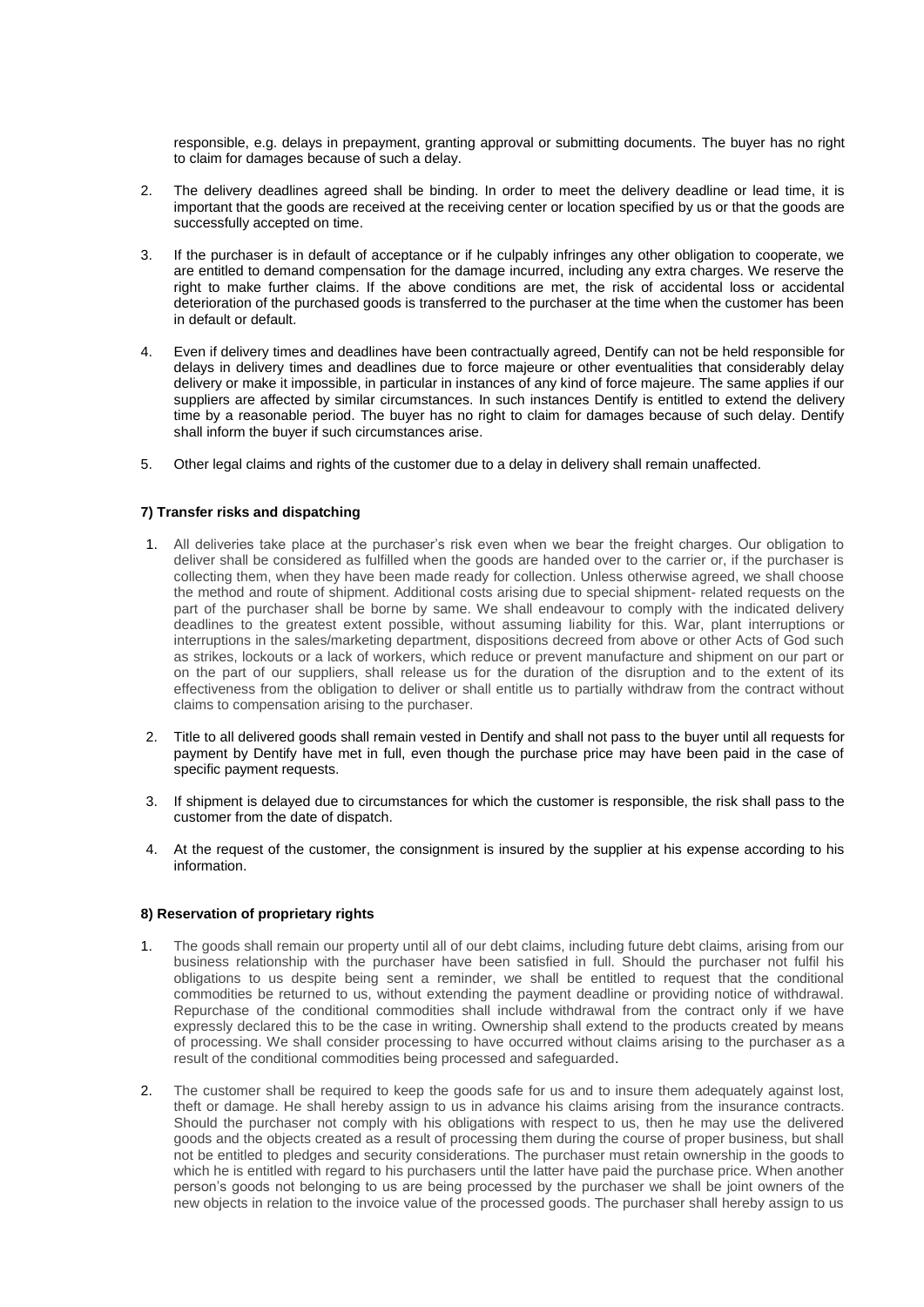responsible, e.g. delays in prepayment, granting approval or submitting documents. The buyer has no right to claim for damages because of such a delay.

2. The delivery deadlines agreed shall be binding. In order to meet the delivery deadline or lead time, it is important that the goods are received at the receiving center or location specified by us or that the goods are successfully accepted on time.

3. If the purchaser is in default of acceptance or if he culpably infringes any other obligation to cooperate, we are entitled to demand compensation for the damage incurred, including any extra charges. We reserve the right to make further claims. If the above conditions are met, the risk of accidental loss or accidental deterioration of the purchased goods is transferred to the purchaser at the time when the customer has been in default or default.

4. Even if delivery times and deadlines have been contractually agreed, Dentify can not be held responsible for delays in delivery times and deadlines due to force majeure or other eventualities that considerably delay delivery or make it impossible, in particular in instances of any kind of force majeure. The same applies if our suppliers are affected by similar circumstances. In such instances Dentify is entitled to extend the delivery time by a reasonable period. The buyer has no right to claim for damages because of such delay. Dentify shall inform the buyer if such circumstances arise.

5. Other legal claims and rights of the customer due to a delay in delivery shall remain unaffected.

#### 7) Transfer risks and dispatching

1. All deliveries take place at the purchaser's risk even when we bear the freight charges. Our obligation to deliver shall be considered as fulfilled when the goods are handed over to the carrier or, if the purchaser is collecting them, when they have been made ready for collection. Unless otherwise agreed, we shall choose the method and route of shipment. Additional costs arising due to special shipment- related requests on the part of the purchaser shall be borne by same. We shall endeavour to comply with the indicated delivery deadlines to the greatest extent possible, without assuming liability for this. War, plant interruptions or interruptions in the sales/marketing department, dispositions decreed from above or other Acts of God such as strikes, lockouts or a lack of workers, which reduce or prevent manufacture and shipment on our part or on the part of our suppliers, shall release us for the duration of the disruption and to the extent of its effectiveness from the obligation to deliver or shall entitle us to partially withdraw from the contract without claims to compensation arising to the purchaser.

2. Title to all delivered goods shall remain vested in Dentify and shall not pass to the buyer until all requests for payment by Dentify have met in full, even though the purchase price may have been paid in the case of specific payment requests.

3. If shipment is delayed due to circumstances for which the customer is responsible, the risk shall pass to the customer from the date of dispatch.

4. At the request of the customer, the consignment is insured by the supplier at his expense according to his information.

#### 8) Reservation of proprietary rights

1. The goods shall remain our property until all of our debt claims, including future debt claims, arising from our business relationship with the purchaser have been satisfied in full. Should the purchaser not fulfil his obligations to us despite being sent a reminder, we shall be entitled to request that the conditional commodities be returned to us, without extending the payment deadline or providing notice of withdrawal. Repurchase of the conditional commodities shall include withdrawal from the contract only if we have expressly declared this to be the case in writing. Ownership shall extend to the products created by means of processing. We shall consider processing to have occurred without claims arising to the purchaser as a result of the conditional commodities being processed and safeguarded.

2. The customer shall be required to keep the goods safe for us and to insure them adequately against lost, theft or damage. He shall hereby assign to us in advance his claims arising from the insurance contracts. Should the purchaser not comply with his obligations with respect to us, then he may use the delivered goods and the objects created as a result of processing them during the course of proper business, but shall not be entitled to pledges and security considerations. The purchaser must retain ownership in the goods to which he is entitled with regard to his purchasers until the latter have paid the purchase price. When another person's goods not belonging to us are being processed by the purchaser we shall be joint owners of the new objects in relation to the invoice value of the processed goods. The purchaser shall hereby assign to us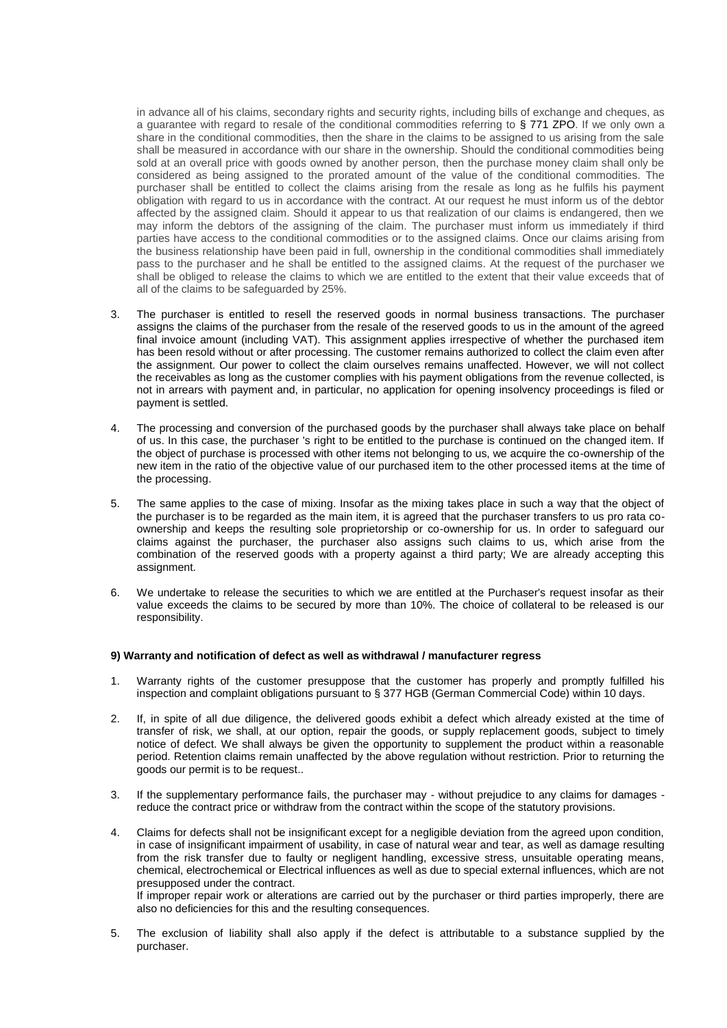in advance all of his claims, secondary rights and security rights, including bills of exchange and cheques, as a guarantee with regard to resale of the conditional commodities referring to § 771 ZPO. If we only own a share in the conditional commodities, then the share in the claims to be assigned to us arising from the sale shall be measured in accordance with our share in the ownership. Should the conditional commodities being sold at an overall price with goods owned by another person, then the purchase money claim shall only be considered as being assigned to the prorated amount of the value of the conditional commodities. The purchaser shall be entitled to collect the claims arising from the resale as long as he fulfils his payment obligation with regard to us in accordance with the contract. At our request he must inform us of the debtor affected by the assigned claim. Should it appear to us that realization of our claims is endangered, then we may inform the debtors of the assigning of the claim. The purchaser must inform us immediately if third parties have access to the conditional commodities or to the assigned claims. Once our claims arising from the business relationship have been paid in full, ownership in the conditional commodities shall immediately pass to the purchaser and he shall be entitled to the assigned claims. At the request of the purchaser we shall be obliged to release the claims to which we are entitled to the extent that their value exceeds that of all of the claims to be safeguarded by 25%.

3. The purchaser is entitled to resell the reserved goods in normal business transactions. The purchaser assigns the claims of the purchaser from the resale of the reserved goods to us in the amount of the agreed final invoice amount (including VAT). This assignment applies irrespective of whether the purchased item has been resold without or after processing. The customer remains authorized to collect the claim even after the assignment. Our power to collect the claim ourselves remains unaffected. However, we will not collect the receivables as long as the customer complies with his payment obligations from the revenue collected, is not in arrears with payment and, in particular, no application for opening insolvency proceedings is filed or payment is settled.

4. The processing and conversion of the purchased goods by the purchaser shall always take place on behalf of us. In this case, the purchaser 's right to be entitled to the purchase is continued on the changed item. If the object of purchase is processed with other items not belonging to us, we acquire the co-ownership of the new item in the ratio of the objective value of our purchased item to the other processed items at the time of the processing.

5. The same applies to the case of mixing. Insofar as the mixing takes place in such a way that the object of the purchaser is to be regarded as the main item, it is agreed that the purchaser transfers to us pro rata co-ownership and keeps the resulting sole proprietorship or co-ownership for us. In order to safeguard our claims against the purchaser, the purchaser also assigns such claims to us, which arise from the combination of the reserved goods with a property against a third party; We are already accepting this assignment.

6. We undertake to release the securities to which we are entitled at the Purchaser's request insofar as their value exceeds the claims to be secured by more than 10%. The choice of collateral to be released is our responsibility.

**9) Warranty and notification of defect as well as withdrawal / manufacturer regress**

1. Warranty rights of the customer presuppose that the customer has properly and promptly fulfilled his inspection and complaint obligations pursuant to § 377 HGB (German Commercial Code) within 10 days.

2. If, in spite of all due diligence, the delivered goods exhibit a defect which already existed at the time of transfer of risk, we shall, at our option, repair the goods, or supply replacement goods, subject to timely notice of defect. We shall always be given the opportunity to supplement the product within a reasonable period. Retention claims remain unaffected by the above regulation without restriction. Prior to returning the goods our permit is to be request..

3. If the supplementary performance fails, the purchaser may - without prejudice to any claims for damages - reduce the contract price or withdraw from the contract within the scope of the statutory provisions.

4. Claims for defects shall not be insignificant except for a negligible deviation from the agreed upon condition, in case of insignificant impairment of usability, in case of natural wear and tear, as well as damage resulting from the risk transfer due to faulty or negligent handling, excessive stress, unsuitable operating means, chemical, electrochemical or Electrical influences as well as due to special external influences, which are not presupposed under the contract.
   If improper repair work or alterations are carried out by the purchaser or third parties improperly, there are also no deficiencies for this and the resulting consequences.

5. The exclusion of liability shall also apply if the defect is attributable to a substance supplied by the purchaser.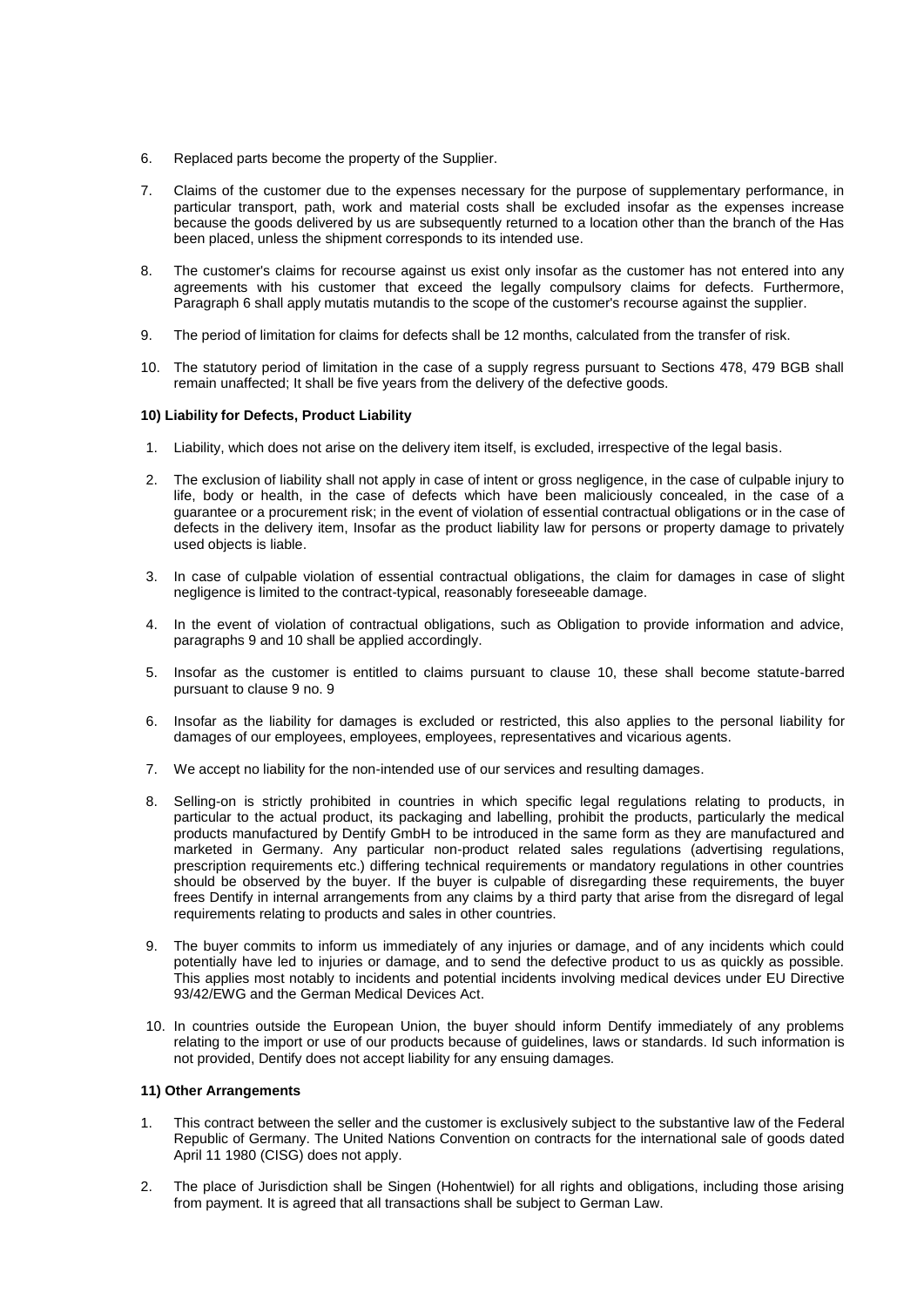6. Replaced parts become the property of the Supplier.

7. Claims of the customer due to the expenses necessary for the purpose of supplementary performance, in particular transport, path, work and material costs shall be excluded insofar as the expenses increase because the goods delivered by us are subsequently returned to a location other than the branch of the Has been placed, unless the shipment corresponds to its intended use.

8. The customer's claims for recourse against us exist only insofar as the customer has not entered into any agreements with his customer that exceed the legally compulsory claims for defects. Furthermore, Paragraph 6 shall apply mutatis mutandis to the scope of the customer's recourse against the supplier.

9. The period of limitation for claims for defects shall be 12 months, calculated from the transfer of risk.

10. The statutory period of limitation in the case of a supply regress pursuant to Sections 478, 479 BGB shall remain unaffected; It shall be five years from the delivery of the defective goods.

**10) Liability for Defects, Product Liability**

1. Liability, which does not arise on the delivery item itself, is excluded, irrespective of the legal basis.

2. The exclusion of liability shall not apply in case of intent or gross negligence, in the case of culpable injury to life, body or health, in the case of defects which have been maliciously concealed, in the case of a guarantee or a procurement risk; in the event of violation of essential contractual obligations or in the case of defects in the delivery item, Insofar as the product liability law for persons or property damage to privately used objects is liable.

3. In case of culpable violation of essential contractual obligations, the claim for damages in case of slight negligence is limited to the contract-typical, reasonably foreseeable damage.

4. In the event of violation of contractual obligations, such as Obligation to provide information and advice, paragraphs 9 and 10 shall be applied accordingly.

5. Insofar as the customer is entitled to claims pursuant to clause 10, these shall become statute-barred pursuant to clause 9 no. 9

6. Insofar as the liability for damages is excluded or restricted, this also applies to the personal liability for damages of our employees, employees, employees, representatives and vicarious agents.

7. We accept no liability for the non-intended use of our services and resulting damages.

8. Selling-on is strictly prohibited in countries in which specific legal regulations relating to products, in particular to the actual product, its packaging and labelling, prohibit the products, particularly the medical products manufactured by Dentify GmbH to be introduced in the same form as they are manufactured and marketed in Germany. Any particular non-product related sales regulations (advertising regulations, prescription requirements etc.) differing technical requirements or mandatory regulations in other countries should be observed by the buyer. If the buyer is culpable of disregarding these requirements, the buyer frees Dentify in internal arrangements from any claims by a third party that arise from the disregard of legal requirements relating to products and sales in other countries.

9. The buyer commits to inform us immediately of any injuries or damage, and of any incidents which could potentially have led to injuries or damage, and to send the defective product to us as quickly as possible. This applies most notably to incidents and potential incidents involving medical devices under EU Directive 93/42/EWG and the German Medical Devices Act.

10. In countries outside the European Union, the buyer should inform Dentify immediately of any problems relating to the import or use of our products because of guidelines, laws or standards. Id such information is not provided, Dentify does not accept liability for any ensuing damages.

**11) Other Arrangements**

1. This contract between the seller and the customer is exclusively subject to the substantive law of the Federal Republic of Germany. The United Nations Convention on contracts for the international sale of goods dated April 11 1980 (CISG) does not apply.

2. The place of Jurisdiction shall be Singen (Hohentwiel) for all rights and obligations, including those arising from payment. It is agreed that all transactions shall be subject to German Law.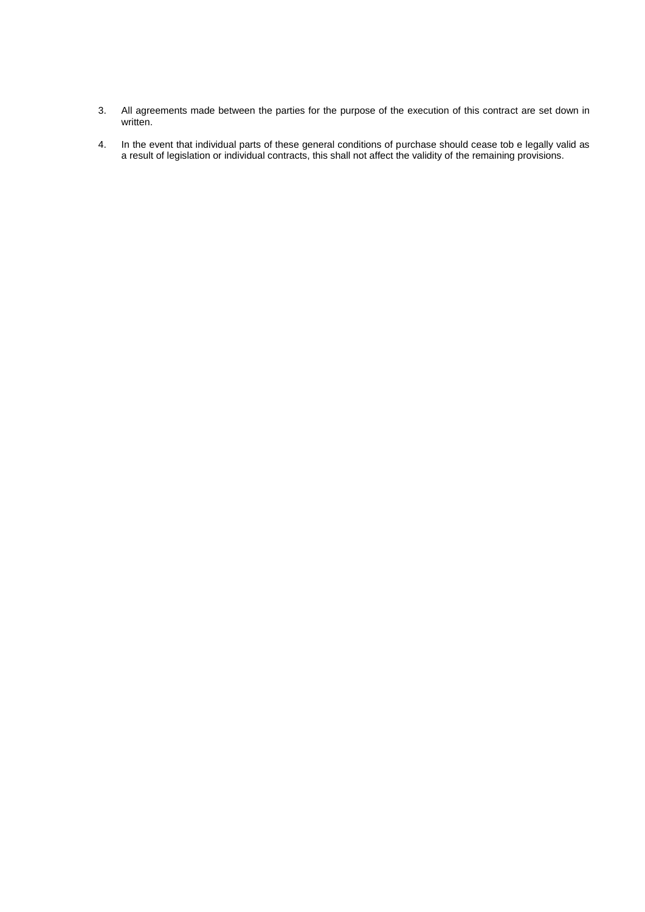3. All agreements made between the parties for the purpose of the execution of this contract are set down in written.

4. In the event that individual parts of these general conditions of purchase should cease tob e legally valid as a result of legislation or individual contracts, this shall not affect the validity of the remaining provisions.